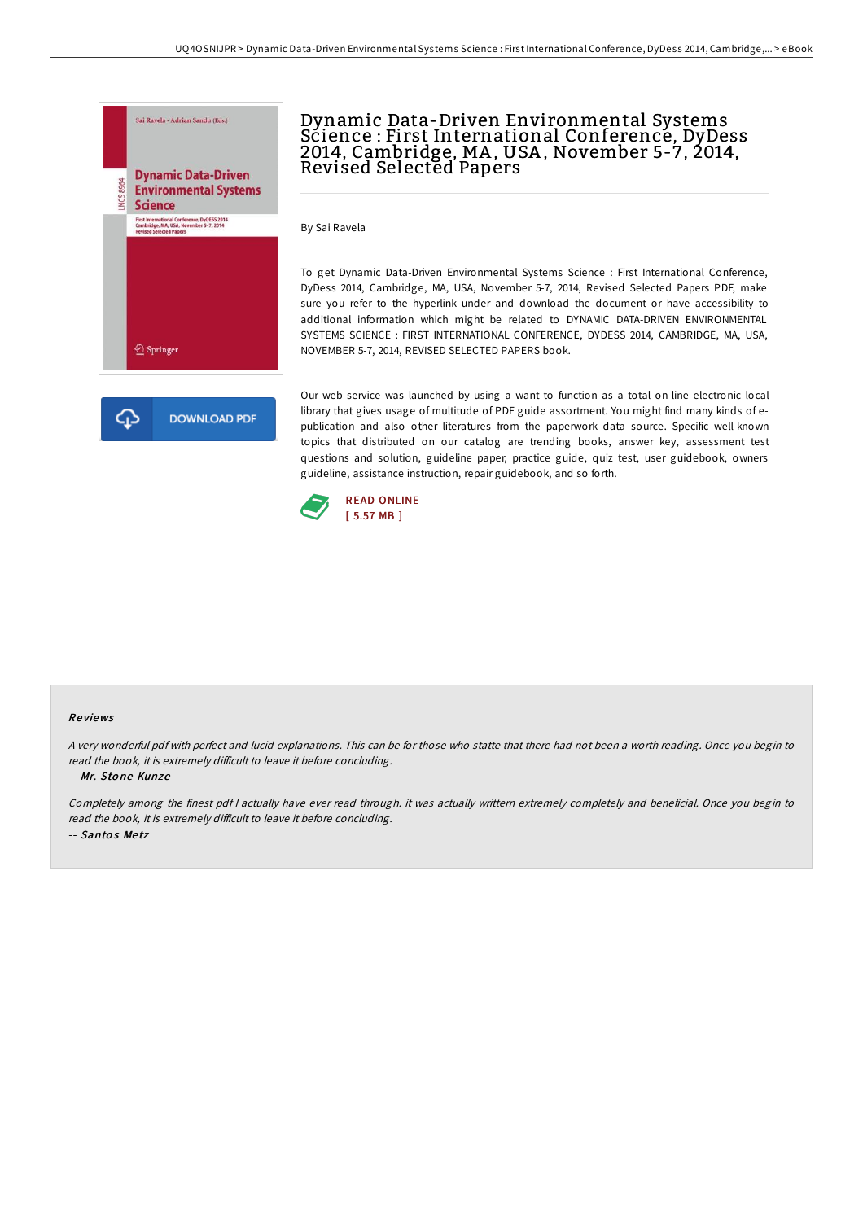# Dynamic Data-Driven Environmental Systems Science : First International Conference, DyDess 2014, Cambridge, MA, USA, November 5-7, 2014, Revised Selected Papers

By Sai Ravela

To get Dynamic Data-Driven Environmental Systems Science : First International Conference, DyDess 2014, Cambridge, MA, USA, November 5-7, 2014, Revised Selected Papers PDF, make sure you refer to the hyperlink under and download the document or have accessibility to additional information which might be related to DYNAMIC DATA-DRIVEN ENVIRONMENTAL SYSTEMS SCIENCE : FIRST INTERNATIONAL CONFERENCE, DYDESS 2014, CAMBRIDGE, MA, USA, NOVEMBER 5-7, 2014, REVISED SELECTED PAPERS book.

DOWNLOAD PDF

Our web service was launched by using a want to function as a total on-line electronic local library that gives usage of multitude of PDF guide assortment. You might find many kinds of e-publication and also other literatures from the paperwork data source. Specific well-known topics that distributed on our catalog are trending books, answer key, assessment test questions and solution, guideline paper, practice guide, quiz test, user guidebook, owners guideline, assistance instruction, repair guidebook, and so forth.

READ ONLINE
[ 5.57 MB ]

## Reviews

*A very wonderful pdf with perfect and lucid explanations. This can be for those who statte that there had not been a worth reading. Once you begin to read the book, it is extremely difficult to leave it before concluding.*

-- *Mr. Stone Kunze*

*Completely among the finest pdf I actually have ever read through. it was actually writtern extremely completely and beneficial. Once you begin to read the book, it is extremely difficult to leave it before concluding.*

-- *Santos Metz*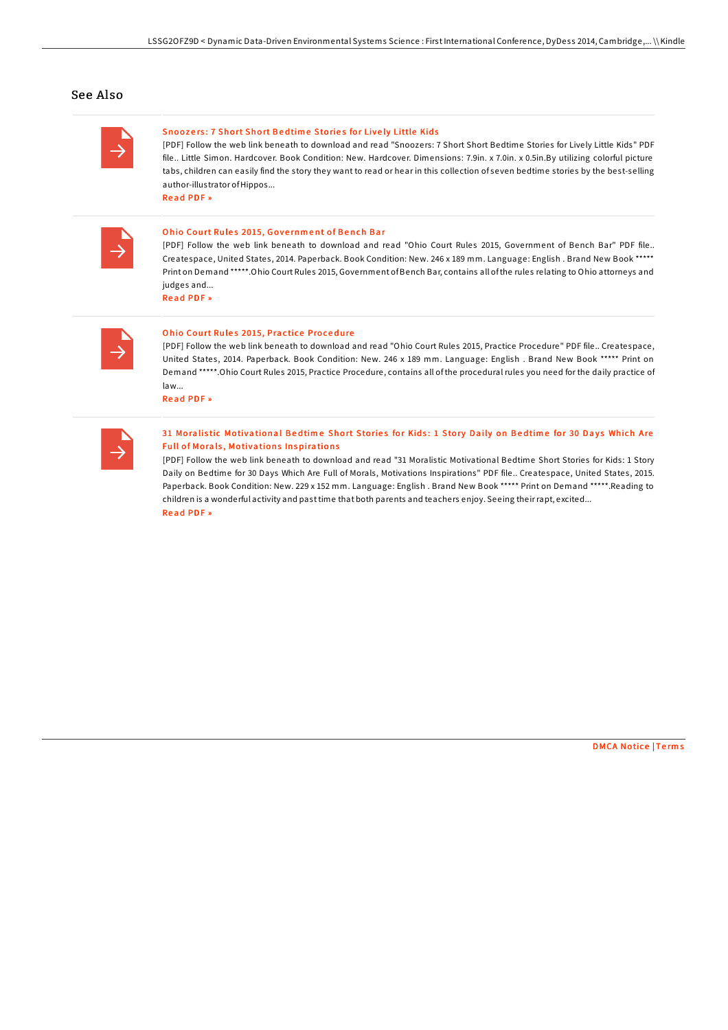## See Also

### Snoozers: 7 Short Short Bedtime Stories for Lively Little Kids

[PDF] Follow the web link beneath to download and read "Snoozers: 7 Short Short Bedtime Stories for Lively Little Kids" PDF file.. Little Simon. Hardcover. Book Condition: New. Hardcover. Dimensions: 7.9in. x 7.0in. x 0.5in.By utilizing colorful picture tabs, children can easily find the story they want to read or hear in this collection of seven bedtime stories by the best-selling author-illustrator of Hippos...

Read PDF »

### Ohio Court Rules 2015, Government of Bench Bar

[PDF] Follow the web link beneath to download and read "Ohio Court Rules 2015, Government of Bench Bar" PDF file.. Createspace, United States, 2014. Paperback. Book Condition: New. 246 x 189 mm. Language: English . Brand New Book ***** Print on Demand *****.Ohio Court Rules 2015, Government of Bench Bar, contains all of the rules relating to Ohio attorneys and judges and...

Read PDF »

### Ohio Court Rules 2015, Practice Procedure

[PDF] Follow the web link beneath to download and read "Ohio Court Rules 2015, Practice Procedure" PDF file.. Createspace, United States, 2014. Paperback. Book Condition: New. 246 x 189 mm. Language: English . Brand New Book ***** Print on Demand *****.Ohio Court Rules 2015, Practice Procedure, contains all of the procedural rules you need for the daily practice of law...

Read PDF »

### 31 Moralistic Motivational Bedtime Short Stories for Kids: 1 Story Daily on Bedtime for 30 Days Which Are Full of Morals, Motivations Inspirations

[PDF] Follow the web link beneath to download and read "31 Moralistic Motivational Bedtime Short Stories for Kids: 1 Story Daily on Bedtime for 30 Days Which Are Full of Morals, Motivations Inspirations" PDF file.. Createspace, United States, 2015. Paperback. Book Condition: New. 229 x 152 mm. Language: English . Brand New Book ***** Print on Demand *****.Reading to children is a wonderful activity and past time that both parents and teachers enjoy. Seeing their rapt, excited...

Read PDF »